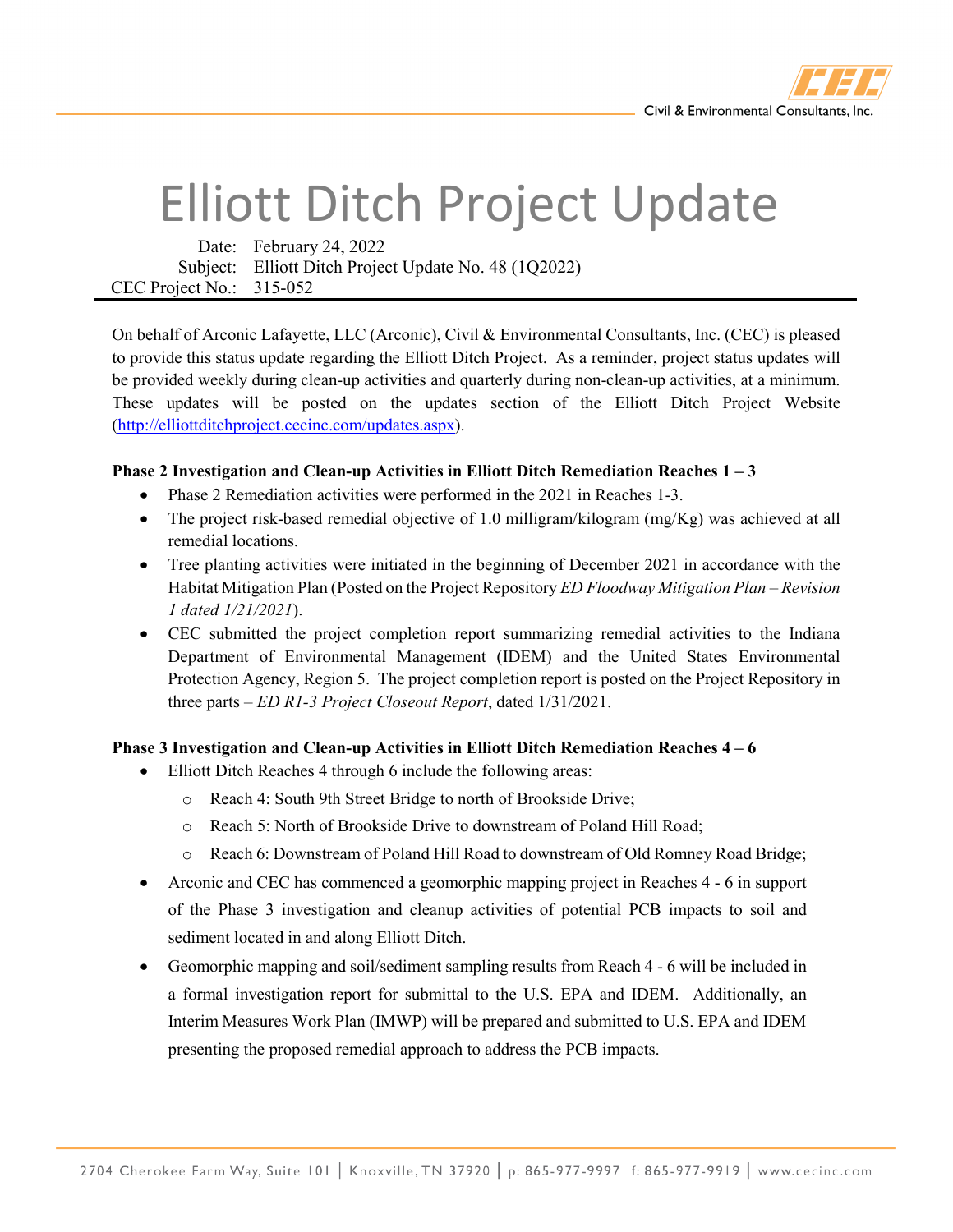# Elliott Ditch Project Update

Date: February 24, 2022
Subject: Elliott Ditch Project Update No. 48 (1Q2022)
CEC Project No.: 315-052

On behalf of Arconic Lafayette, LLC (Arconic), Civil & Environmental Consultants, Inc. (CEC) is pleased to provide this status update regarding the Elliott Ditch Project. As a reminder, project status updates will be provided weekly during clean-up activities and quarterly during non-clean-up activities, at a minimum. These updates will be posted on the updates section of the Elliott Ditch Project Website (http://elliottditchproject.cecinc.com/updates.aspx).

**Phase 2 Investigation and Clean-up Activities in Elliott Ditch Remediation Reaches 1 – 3**

- Phase 2 Remediation activities were performed in the 2021 in Reaches 1-3.
- The project risk-based remedial objective of 1.0 milligram/kilogram (mg/Kg) was achieved at all remedial locations.
- Tree planting activities were initiated in the beginning of December 2021 in accordance with the Habitat Mitigation Plan (Posted on the Project Repository *ED Floodway Mitigation Plan – Revision 1 dated 1/21/2021*).
- CEC submitted the project completion report summarizing remedial activities to the Indiana Department of Environmental Management (IDEM) and the United States Environmental Protection Agency, Region 5. The project completion report is posted on the Project Repository in three parts – *ED R1-3 Project Closeout Report*, dated 1/31/2021.

**Phase 3 Investigation and Clean-up Activities in Elliott Ditch Remediation Reaches 4 – 6**

- Elliott Ditch Reaches 4 through 6 include the following areas:
  - Reach 4: South 9th Street Bridge to north of Brookside Drive;
  - Reach 5: North of Brookside Drive to downstream of Poland Hill Road;
  - Reach 6: Downstream of Poland Hill Road to downstream of Old Romney Road Bridge;
- Arconic and CEC has commenced a geomorphic mapping project in Reaches 4 - 6 in support of the Phase 3 investigation and cleanup activities of potential PCB impacts to soil and sediment located in and along Elliott Ditch.
- Geomorphic mapping and soil/sediment sampling results from Reach 4 - 6 will be included in a formal investigation report for submittal to the U.S. EPA and IDEM. Additionally, an Interim Measures Work Plan (IMWP) will be prepared and submitted to U.S. EPA and IDEM presenting the proposed remedial approach to address the PCB impacts.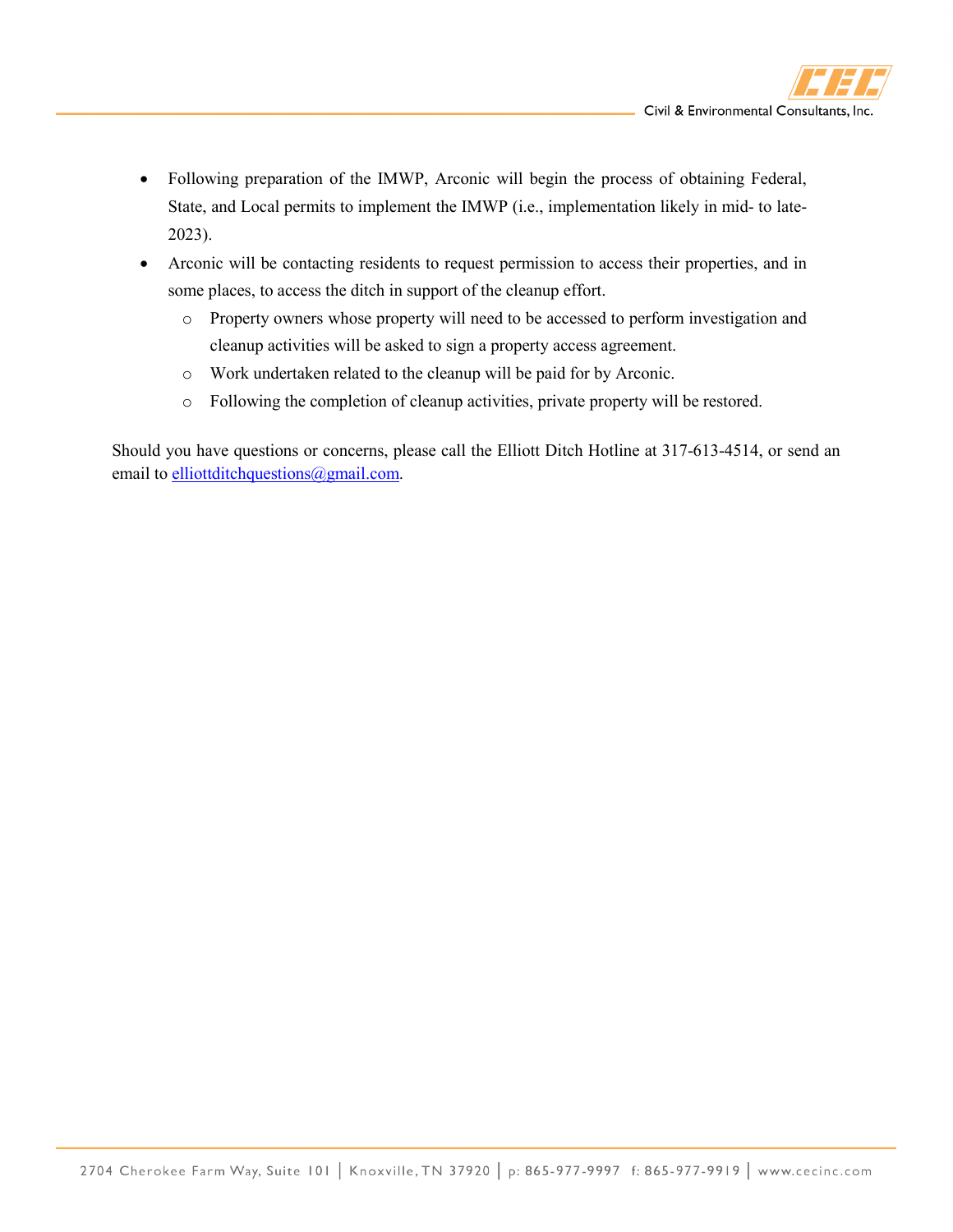- Following preparation of the IMWP, Arconic will begin the process of obtaining Federal, State, and Local permits to implement the IMWP (i.e., implementation likely in mid- to late-2023).
- Arconic will be contacting residents to request permission to access their properties, and in some places, to access the ditch in support of the cleanup effort.
  - Property owners whose property will need to be accessed to perform investigation and cleanup activities will be asked to sign a property access agreement.
  - Work undertaken related to the cleanup will be paid for by Arconic.
  - Following the completion of cleanup activities, private property will be restored.

Should you have questions or concerns, please call the Elliott Ditch Hotline at 317-613-4514, or send an email to elliottditchquestions@gmail.com.